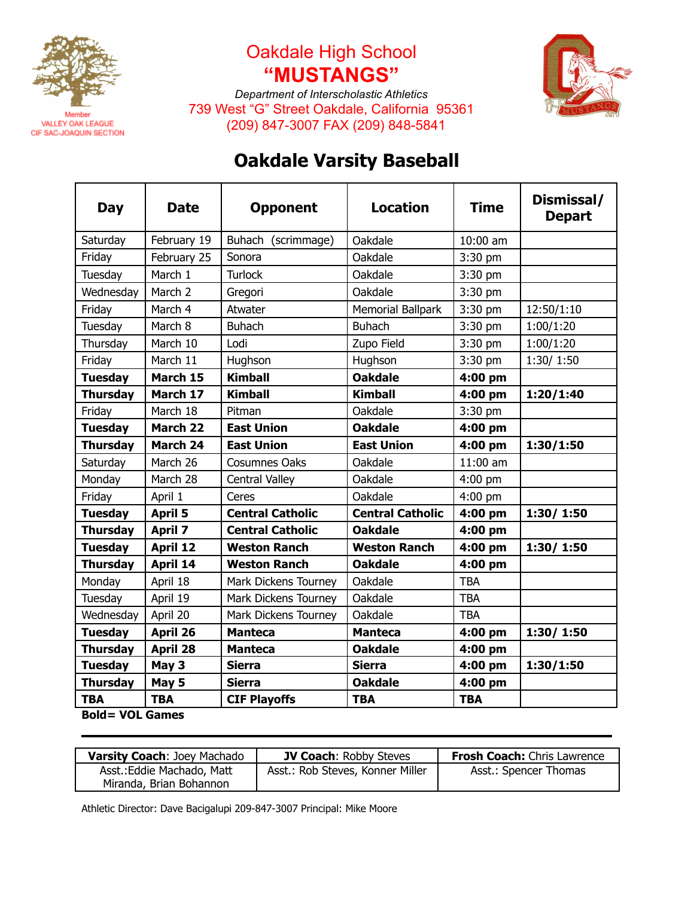Member
VALLEY OAK LEAGUE
CIF SAC-JOAQUIN SECTION

# Oakdale High School
# "MUSTANGS"

*Department of Interscholastic Athletics*
739 West "G" Street Oakdale, California 95361
(209) 847-3007 FAX (209) 848-5841

## Oakdale Varsity Baseball

| Day | Date | Opponent | Location | Time | Dismissal/ Depart |
|---|---|---|---|---|---|
| Saturday | February 19 | Buhach (scrimmage) | Oakdale | 10:00 am | |
| Friday | February 25 | Sonora | Oakdale | 3:30 pm | |
| Tuesday | March 1 | Turlock | Oakdale | 3:30 pm | |
| Wednesday | March 2 | Gregori | Oakdale | 3:30 pm | |
| Friday | March 4 | Atwater | Memorial Ballpark | 3:30 pm | 12:50/1:10 |
| Tuesday | March 8 | Buhach | Buhach | 3:30 pm | 1:00/1:20 |
| Thursday | March 10 | Lodi | Zupo Field | 3:30 pm | 1:00/1:20 |
| Friday | March 11 | Hughson | Hughson | 3:30 pm | 1:30/ 1:50 |
| **Tuesday** | **March 15** | **Kimball** | **Oakdale** | **4:00 pm** | |
| **Thursday** | **March 17** | **Kimball** | **Kimball** | **4:00 pm** | **1:20/1:40** |
| Friday | March 18 | Pitman | Oakdale | 3:30 pm | |
| **Tuesday** | **March 22** | **East Union** | **Oakdale** | **4:00 pm** | |
| **Thursday** | **March 24** | **East Union** | **East Union** | **4:00 pm** | **1:30/1:50** |
| Saturday | March 26 | Cosumnes Oaks | Oakdale | 11:00 am | |
| Monday | March 28 | Central Valley | Oakdale | 4:00 pm | |
| Friday | April 1 | Ceres | Oakdale | 4:00 pm | |
| **Tuesday** | **April 5** | **Central Catholic** | **Central Catholic** | **4:00 pm** | **1:30/ 1:50** |
| **Thursday** | **April 7** | **Central Catholic** | **Oakdale** | **4:00 pm** | |
| **Tuesday** | **April 12** | **Weston Ranch** | **Weston Ranch** | **4:00 pm** | **1:30/ 1:50** |
| **Thursday** | **April 14** | **Weston Ranch** | **Oakdale** | **4:00 pm** | |
| Monday | April 18 | Mark Dickens Tourney | Oakdale | TBA | |
| Tuesday | April 19 | Mark Dickens Tourney | Oakdale | TBA | |
| Wednesday | April 20 | Mark Dickens Tourney | Oakdale | TBA | |
| **Tuesday** | **April 26** | **Manteca** | **Manteca** | **4:00 pm** | **1:30/ 1:50** |
| **Thursday** | **April 28** | **Manteca** | **Oakdale** | **4:00 pm** | |
| **Tuesday** | **May 3** | **Sierra** | **Sierra** | **4:00 pm** | **1:30/1:50** |
| **Thursday** | **May 5** | **Sierra** | **Oakdale** | **4:00 pm** | |
| **TBA** | **TBA** | **CIF Playoffs** | **TBA** | **TBA** | |

**Bold= VOL Games**

---

| **Varsity Coach**: Joey Machado | **JV Coach**: Robby Steves | **Frosh Coach:** Chris Lawrence |
|---|---|---|
| Asst.:Eddie Machado, Matt Miranda, Brian Bohannon | Asst.: Rob Steves, Konner Miller | Asst.: Spencer Thomas |

Athletic Director: Dave Bacigalupi 209-847-3007 Principal: Mike Moore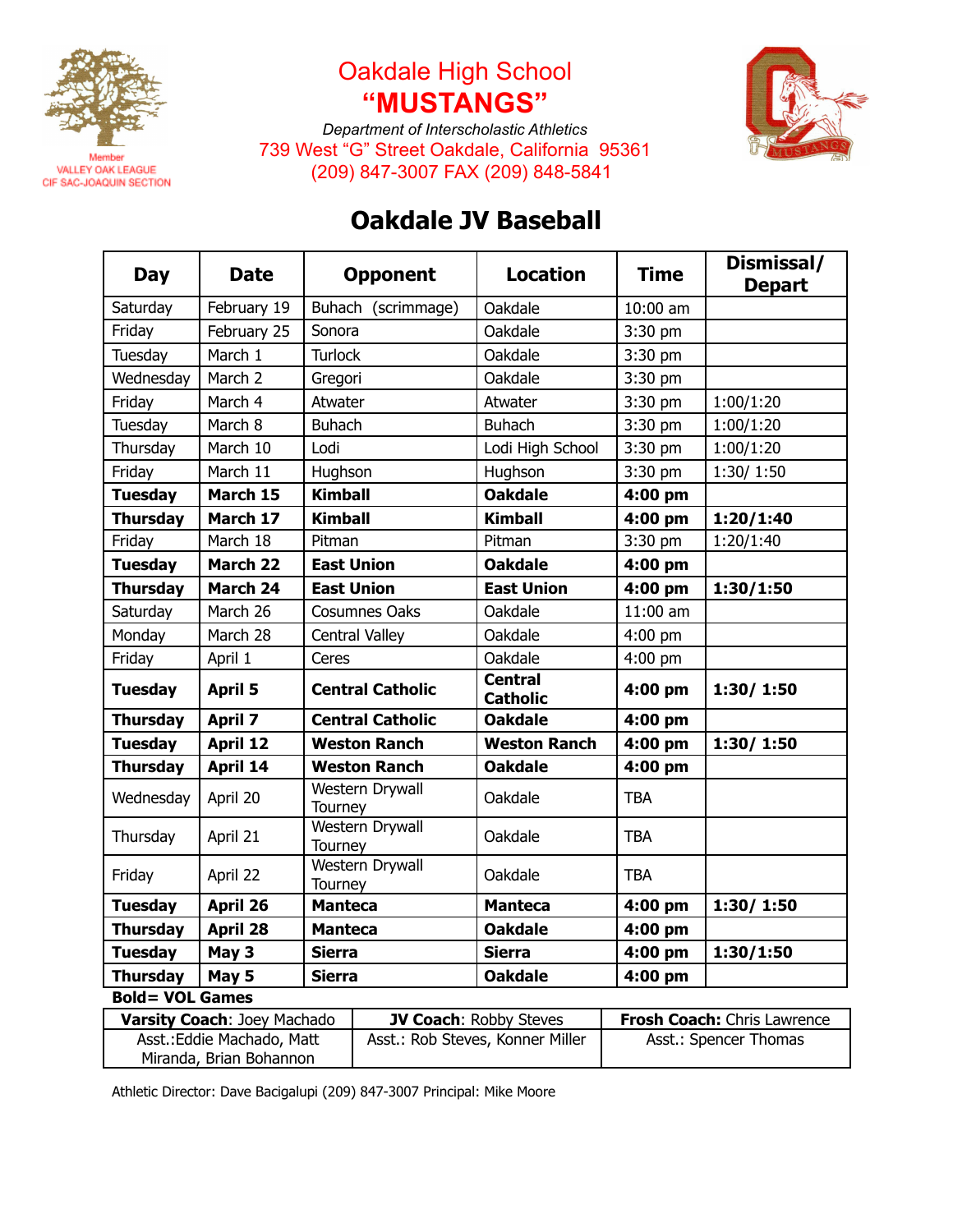Member
VALLEY OAK LEAGUE
CIF SAC-JOAQUIN SECTION

# Oakdale High School
# "MUSTANGS"

*Department of Interscholastic Athletics*
739 West "G" Street Oakdale, California 95361
(209) 847-3007 FAX (209) 848-5841

## Oakdale JV Baseball

| Day | Date | Opponent | Location | Time | Dismissal/ Depart |
|---|---|---|---|---|---|
| Saturday | February 19 | Buhach (scrimmage) | Oakdale | 10:00 am | |
| Friday | February 25 | Sonora | Oakdale | 3:30 pm | |
| Tuesday | March 1 | Turlock | Oakdale | 3:30 pm | |
| Wednesday | March 2 | Gregori | Oakdale | 3:30 pm | |
| Friday | March 4 | Atwater | Atwater | 3:30 pm | 1:00/1:20 |
| Tuesday | March 8 | Buhach | Buhach | 3:30 pm | 1:00/1:20 |
| Thursday | March 10 | Lodi | Lodi High School | 3:30 pm | 1:00/1:20 |
| Friday | March 11 | Hughson | Hughson | 3:30 pm | 1:30/ 1:50 |
| **Tuesday** | **March 15** | **Kimball** | **Oakdale** | **4:00 pm** | |
| **Thursday** | **March 17** | **Kimball** | **Kimball** | **4:00 pm** | **1:20/1:40** |
| Friday | March 18 | Pitman | Pitman | 3:30 pm | 1:20/1:40 |
| **Tuesday** | **March 22** | **East Union** | **Oakdale** | **4:00 pm** | |
| **Thursday** | **March 24** | **East Union** | **East Union** | **4:00 pm** | **1:30/1:50** |
| Saturday | March 26 | Cosumnes Oaks | Oakdale | 11:00 am | |
| Monday | March 28 | Central Valley | Oakdale | 4:00 pm | |
| Friday | April 1 | Ceres | Oakdale | 4:00 pm | |
| **Tuesday** | **April 5** | **Central Catholic** | **Central Catholic** | **4:00 pm** | **1:30/ 1:50** |
| **Thursday** | **April 7** | **Central Catholic** | **Oakdale** | **4:00 pm** | |
| **Tuesday** | **April 12** | **Weston Ranch** | **Weston Ranch** | **4:00 pm** | **1:30/ 1:50** |
| **Thursday** | **April 14** | **Weston Ranch** | **Oakdale** | **4:00 pm** | |
| Wednesday | April 20 | Western Drywall Tourney | Oakdale | TBA | |
| Thursday | April 21 | Western Drywall Tourney | Oakdale | TBA | |
| Friday | April 22 | Western Drywall Tourney | Oakdale | TBA | |
| **Tuesday** | **April 26** | **Manteca** | **Manteca** | **4:00 pm** | **1:30/ 1:50** |
| **Thursday** | **April 28** | **Manteca** | **Oakdale** | **4:00 pm** | |
| **Tuesday** | **May 3** | **Sierra** | **Sierra** | **4:00 pm** | **1:30/1:50** |
| **Thursday** | **May 5** | **Sierra** | **Oakdale** | **4:00 pm** | |

**Bold= VOL Games**

| **Varsity Coach**: Joey Machado | **JV Coach**: Robby Steves | **Frosh Coach:** Chris Lawrence |
|---|---|---|
| Asst.:Eddie Machado, Matt Miranda, Brian Bohannon | Asst.: Rob Steves, Konner Miller | Asst.: Spencer Thomas |

Athletic Director: Dave Bacigalupi (209) 847-3007 Principal: Mike Moore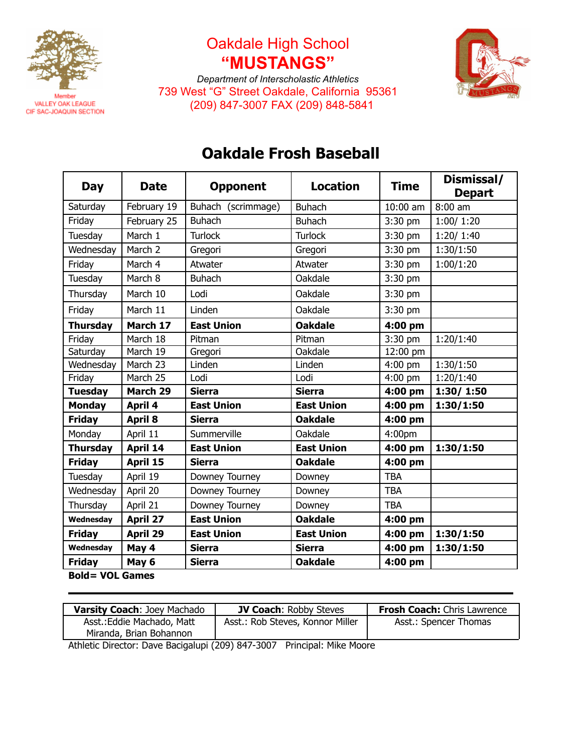Member
VALLEY OAK LEAGUE
CIF SAC-JOAQUIN SECTION

# Oakdale High School
## "MUSTANGS"

*Department of Interscholastic Athletics*
739 West "G" Street Oakdale, California 95361
(209) 847-3007 FAX (209) 848-5841

## Oakdale Frosh Baseball

| Day | Date | Opponent | Location | Time | Dismissal/ Depart |
|---|---|---|---|---|---|
| Saturday | February 19 | Buhach (scrimmage) | Buhach | 10:00 am | 8:00 am |
| Friday | February 25 | Buhach | Buhach | 3:30 pm | 1:00/ 1:20 |
| Tuesday | March 1 | Turlock | Turlock | 3:30 pm | 1:20/ 1:40 |
| Wednesday | March 2 | Gregori | Gregori | 3:30 pm | 1:30/1:50 |
| Friday | March 4 | Atwater | Atwater | 3:30 pm | 1:00/1:20 |
| Tuesday | March 8 | Buhach | Oakdale | 3:30 pm | |
| Thursday | March 10 | Lodi | Oakdale | 3:30 pm | |
| Friday | March 11 | Linden | Oakdale | 3:30 pm | |
| **Thursday** | **March 17** | **East Union** | **Oakdale** | **4:00 pm** | |
| Friday | March 18 | Pitman | Pitman | 3:30 pm | 1:20/1:40 |
| Saturday | March 19 | Gregori | Oakdale | 12:00 pm | |
| Wednesday | March 23 | Linden | Linden | 4:00 pm | 1:30/1:50 |
| Friday | March 25 | Lodi | Lodi | 4:00 pm | 1:20/1:40 |
| **Tuesday** | **March 29** | **Sierra** | **Sierra** | **4:00 pm** | **1:30/ 1:50** |
| **Monday** | **April 4** | **East Union** | **East Union** | **4:00 pm** | **1:30/1:50** |
| **Friday** | **April 8** | **Sierra** | **Oakdale** | **4:00 pm** | |
| Monday | April 11 | Summerville | Oakdale | 4:00pm | |
| **Thursday** | **April 14** | **East Union** | **East Union** | **4:00 pm** | **1:30/1:50** |
| **Friday** | **April 15** | **Sierra** | **Oakdale** | **4:00 pm** | |
| Tuesday | April 19 | Downey Tourney | Downey | TBA | |
| Wednesday | April 20 | Downey Tourney | Downey | TBA | |
| Thursday | April 21 | Downey Tourney | Downey | TBA | |
| **Wednesday** | **April 27** | **East Union** | **Oakdale** | **4:00 pm** | |
| **Friday** | **April 29** | **East Union** | **East Union** | **4:00 pm** | **1:30/1:50** |
| **Wednesday** | **May 4** | **Sierra** | **Sierra** | **4:00 pm** | **1:30/1:50** |
| **Friday** | **May 6** | **Sierra** | **Oakdale** | **4:00 pm** | |

**Bold= VOL Games**

---

| **Varsity Coach**: Joey Machado | **JV Coach**: Robby Steves | **Frosh Coach:** Chris Lawrence |
|---|---|---|
| Asst.:Eddie Machado, Matt Miranda, Brian Bohannon | Asst.: Rob Steves, Konnor Miller | Asst.: Spencer Thomas |

Athletic Director: Dave Bacigalupi (209) 847-3007 Principal: Mike Moore